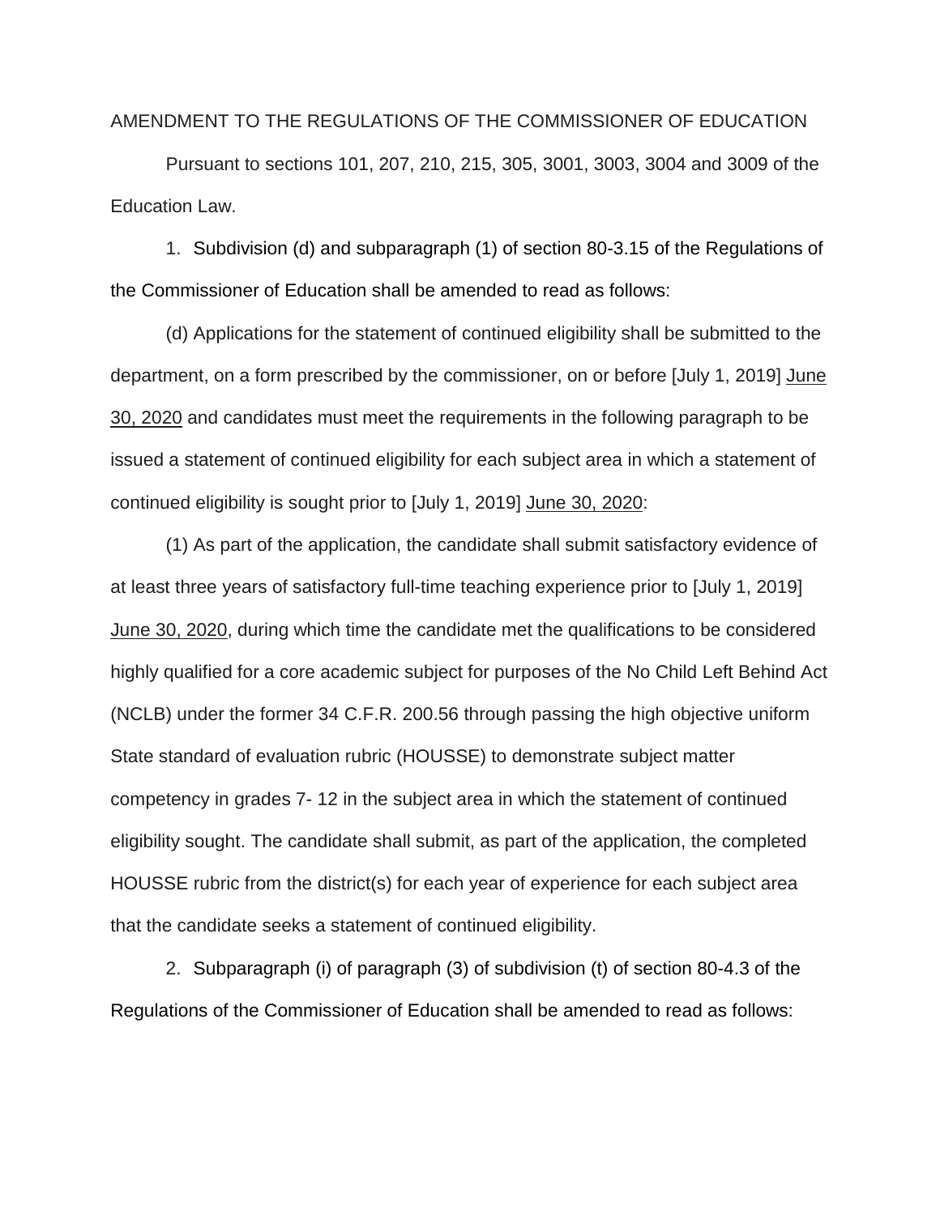AMENDMENT TO THE REGULATIONS OF THE COMMISSIONER OF EDUCATION

Pursuant to sections 101, 207, 210, 215, 305, 3001, 3003, 3004 and 3009 of the Education Law.

1. Subdivision (d) and subparagraph (1) of section 80-3.15 of the Regulations of the Commissioner of Education shall be amended to read as follows:

(d) Applications for the statement of continued eligibility shall be submitted to the department, on a form prescribed by the commissioner, on or before [July 1, 2019] <u>June 30, 2020</u> and candidates must meet the requirements in the following paragraph to be issued a statement of continued eligibility for each subject area in which a statement of continued eligibility is sought prior to [July 1, 2019] <u>June 30, 2020</u>:

(1) As part of the application, the candidate shall submit satisfactory evidence of at least three years of satisfactory full-time teaching experience prior to [July 1, 2019] <u>June 30, 2020</u>, during which time the candidate met the qualifications to be considered highly qualified for a core academic subject for purposes of the No Child Left Behind Act (NCLB) under the former 34 C.F.R. 200.56 through passing the high objective uniform State standard of evaluation rubric (HOUSSE) to demonstrate subject matter competency in grades 7- 12 in the subject area in which the statement of continued eligibility sought. The candidate shall submit, as part of the application, the completed HOUSSE rubric from the district(s) for each year of experience for each subject area that the candidate seeks a statement of continued eligibility.

2. Subparagraph (i) of paragraph (3) of subdivision (t) of section 80-4.3 of the Regulations of the Commissioner of Education shall be amended to read as follows: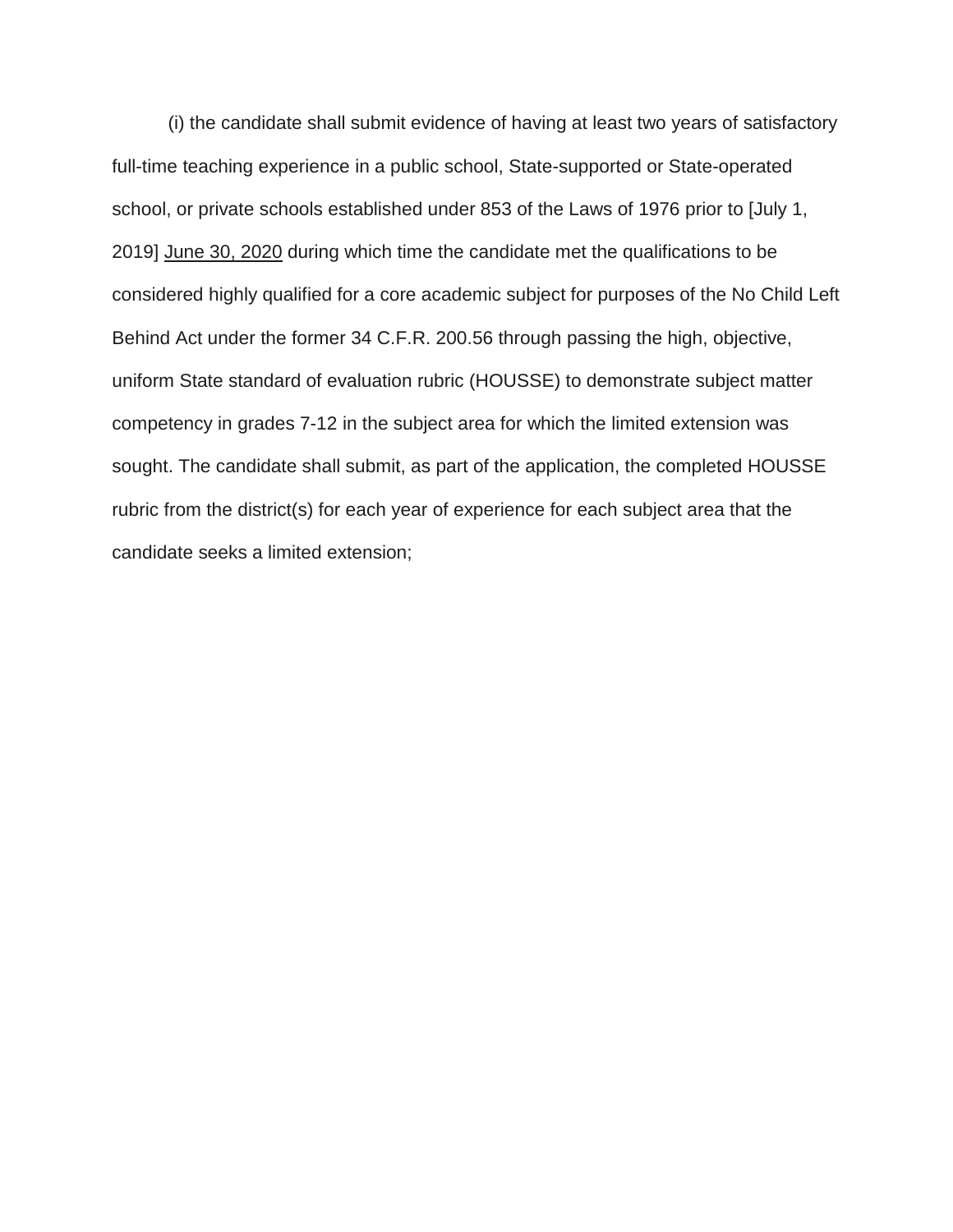(i) the candidate shall submit evidence of having at least two years of satisfactory full-time teaching experience in a public school, State-supported or State-operated school, or private schools established under 853 of the Laws of 1976 prior to [July 1, 2019] <u>June 30, 2020</u> during which time the candidate met the qualifications to be considered highly qualified for a core academic subject for purposes of the No Child Left Behind Act under the former 34 C.F.R. 200.56 through passing the high, objective, uniform State standard of evaluation rubric (HOUSSE) to demonstrate subject matter competency in grades 7-12 in the subject area for which the limited extension was sought. The candidate shall submit, as part of the application, the completed HOUSSE rubric from the district(s) for each year of experience for each subject area that the candidate seeks a limited extension;